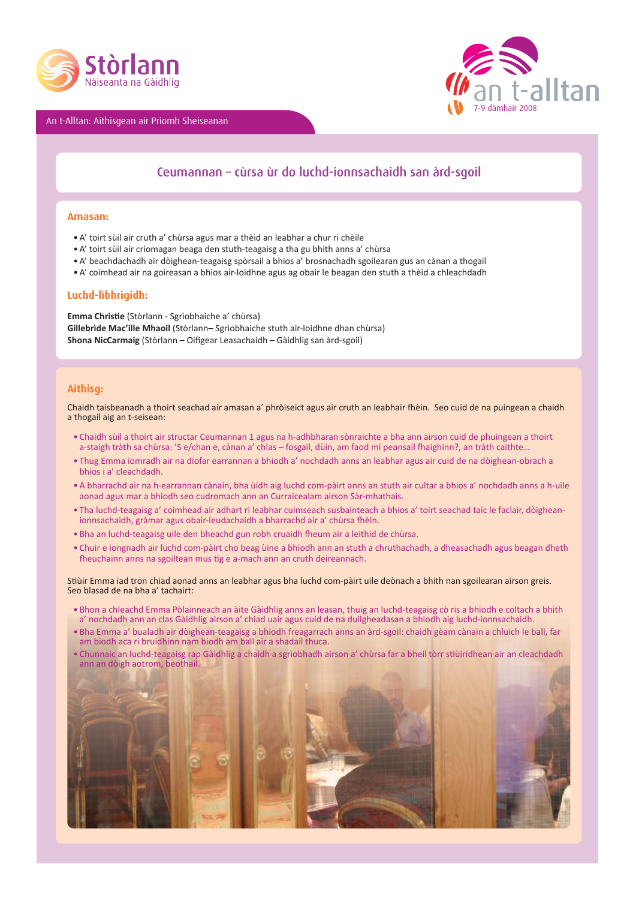Stòrlann Nàiseanta na Gàidhlig

an t-alltan 7-9 dàmhair 2008

An t-Alltan: Aithisgean air Prìomh Sheiseanan

## Ceumannan – cùrsa ùr do luchd-ionnsachaidh san àrd-sgoil

### Amasan:

- A' toirt sùil air cruth a' chùrsa agus mar a thèid an leabhar a chur ri chèile
- A' toirt sùil air criomagan beaga den stuth-teagaisg a tha gu bhith anns a' chùrsa
- A' beachdachadh air dòighean-teagaisg spòrsail a bhios a' brosnachadh sgoilearan gus an cànan a thogail
- A' coimhead air na goireasan a bhios air-loidhne agus ag obair le beagan den stuth a thèid a chleachdadh

### Luchd-lìbhrigidh:

**Emma Christie** (Stòrlann - Sgrìobhaiche a' chùrsa)
**Gillebrìde Mac'Ille Mhaoil** (Stòrlann– Sgrìobhaiche stuth air-loidhne dhan chùrsa)
**Shona NicCarmaig** (Stòrlann – Oifigear Leasachaidh – Gàidhlig san àrd-sgoil)

### Aithisg:

Chaidh taisbeanadh a thoirt seachad air amasan a' phròiseict agus air cruth an leabhair fhèin. Seo cuid de na puingean a chaidh a thogail aig an t-seisean:

- Chaidh sùil a thoirt air structar Ceumannan 1 agus na h-adhbharan sònraichte a bha ann airson cuid de phuingean a thoirt a-staigh tràth sa chùrsa: 'S e/chan e, cànan a' chlas – fosgail, dùin, am faod mi peansail fhaighinn?, an tràth caithte...
- Thug Emma iomradh air na diofar earrannan a bhiodh a' nochdadh anns an leabhar agus air cuid de na dòighean-obrach a bhios i a' cleachdadh.
- A bharrachd air na h-earrannan cànain, bha ùidh aig luchd com-pàirt anns an stuth air cultar a bhios a' nochdadh anns a h-uile aonad agus mar a bhiodh seo cudromach ann an Curraicealam airson Sàr-mhathais.
- Tha luchd-teagaisg a' coimhead air adhart ri leabhar cuimseach susbainteach a bhios a' toirt seachad taic le faclair, dòighean-ionnsachaidh, gràmar agus obair-leudachaidh a bharrachd air a' chùrsa fhèin.
- Bha an luchd-teagaisg uile den bheachd gun robh cruaidh fheum air a leithid de chùrsa.
- Chuir e iongnadh air luchd com-pàirt cho beag ùine a bhiodh ann an stuth a chruthachadh, a dheasachadh agus beagan dheth fheuchainn anns na sgoiltean mus tig e a-mach ann an cruth deireannach.

Stiùir Emma iad tron chiad aonad anns an leabhar agus bha luchd com-pàirt uile deònach a bhith nan sgoilearan airson greis. Seo blasad de na bha a' tachairt:

- Bhon a chleachd Emma Pòlainneach an àite Gàidhlig anns an leasan, thuig an luchd-teagaisg cò ris a bhiodh e coltach a bhith a' nochdadh ann an clas Gàidhlig airson a' chiad uair agus cuid de na duilgheadasan a bhiodh aig luchd-ionnsachaidh.
- Bha Emma a' bualadh air dòighean-teagaisg a bhiodh freagarrach anns an àrd-sgoil: chaidh gèam cànain a chluich le ball, far am biodh aca ri bruidhinn nam biodh am ball air a shadail thuca.
- Chunnaic an luchd-teagaisg rap Gàidhlig a chaidh a sgrìobhadh airson a' chùrsa far a bheil tòrr stiùiridhean air an cleachdadh ann an dòigh aotrom, beothail.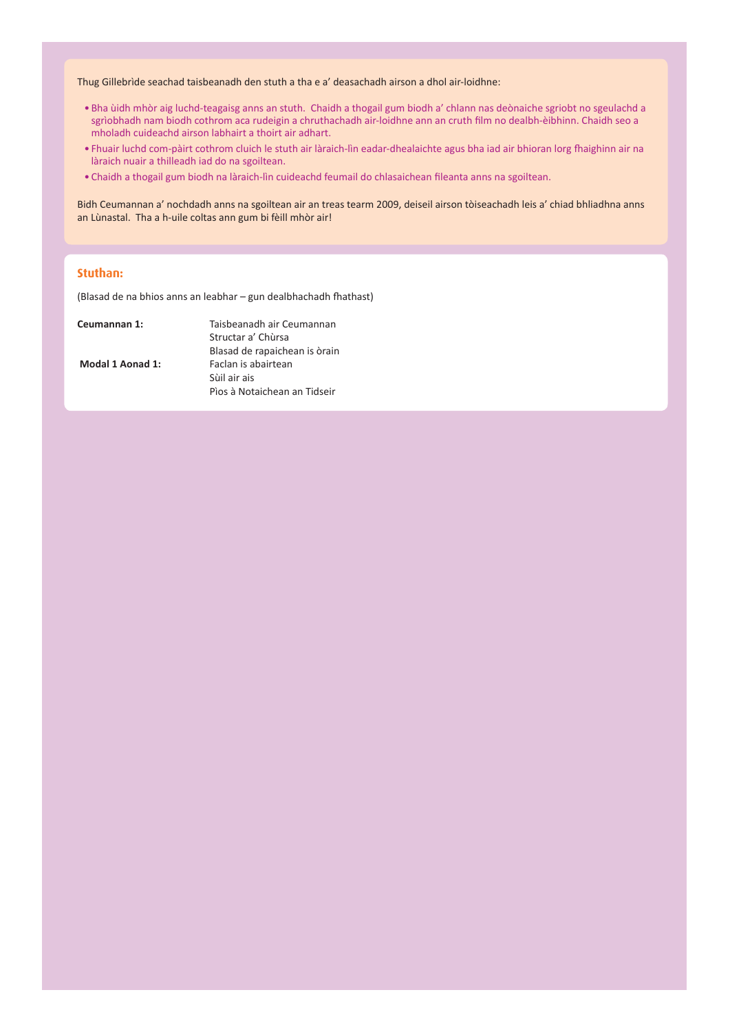Thug Gillebrìde seachad taisbeanadh den stuth a tha e a' deasachadh airson a dhol air-loidhne:

- Bha ùidh mhòr aig luchd-teagaisg anns an stuth. Chaidh a thogail gum biodh a' chlann nas deònaiche sgriobt no sgeulachd a sgrìobhadh nam biodh cothrom aca rudeigin a chruthachadh air-loidhne ann an cruth film no dealbh-èibhinn. Chaidh seo a mholadh cuideachd airson labhairt a thoirt air adhart.
- Fhuair luchd com-pàirt cothrom cluich le stuth air làraich-lìn eadar-dhealaichte agus bha iad air bhioran lorg fhaighinn air na làraich nuair a thilleadh iad do na sgoiltean.
- Chaidh a thogail gum biodh na làraich-lìn cuideachd feumail do chlasaichean fileanta anns na sgoiltean.

Bidh Ceumannan a' nochdadh anns na sgoiltean air an treas tearm 2009, deiseil airson tòiseachadh leis a' chiad bhliadhna anns an Lùnastal. Tha a h-uile coltas ann gum bi fèill mhòr air!

## Stuthan:

(Blasad de na bhios anns an leabhar – gun dealbhachadh fhathast)

| | |
|---|---|
| **Ceumannan 1:** | Taisbeanadh air Ceumannan |
| | Structar a' Chùrsa |
| | Blasad de rapaichean is òrain |
| **Modal 1 Aonad 1:** | Faclan is abairtean |
| | Sùil air ais |
| | Pìos à Notaichean an Tidseir |